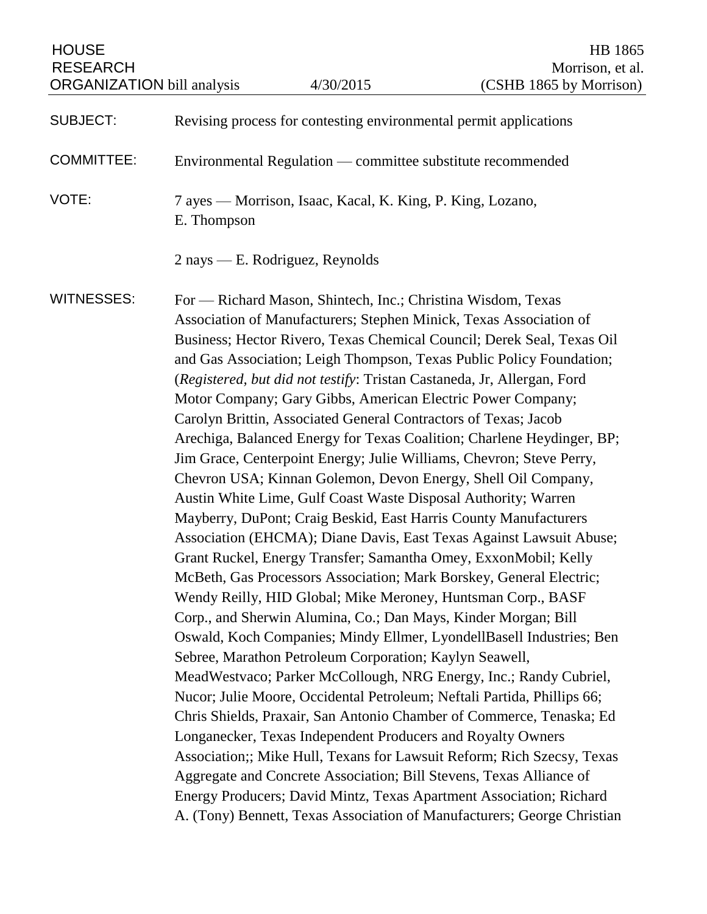HOUSE RESEARCH ORGANIZATION bill analysis — 4/30/2015 — HB 1865 Morrison, et al. (CSHB 1865 by Morrison)

| | |
|---|---|
| SUBJECT: | Revising process for contesting environmental permit applications |
| COMMITTEE: | Environmental Regulation — committee substitute recommended |
| VOTE: | 7 ayes — Morrison, Isaac, Kacal, K. King, P. King, Lozano, E. Thompson<br><br>2 nays — E. Rodriguez, Reynolds |
| WITNESSES: | For — Richard Mason, Shintech, Inc.; Christina Wisdom, Texas Association of Manufacturers; Stephen Minick, Texas Association of Business; Hector Rivero, Texas Chemical Council; Derek Seal, Texas Oil and Gas Association; Leigh Thompson, Texas Public Policy Foundation; (*Registered, but did not testify*: Tristan Castaneda, Jr, Allergan, Ford Motor Company; Gary Gibbs, American Electric Power Company; Carolyn Brittin, Associated General Contractors of Texas; Jacob Arechiga, Balanced Energy for Texas Coalition; Charlene Heydinger, BP; Jim Grace, Centerpoint Energy; Julie Williams, Chevron; Steve Perry, Chevron USA; Kinnan Golemon, Devon Energy, Shell Oil Company, Austin White Lime, Gulf Coast Waste Disposal Authority; Warren Mayberry, DuPont; Craig Beskid, East Harris County Manufacturers Association (EHCMA); Diane Davis, East Texas Against Lawsuit Abuse; Grant Ruckel, Energy Transfer; Samantha Omey, ExxonMobil; Kelly McBeth, Gas Processors Association; Mark Borskey, General Electric; Wendy Reilly, HID Global; Mike Meroney, Huntsman Corp., BASF Corp., and Sherwin Alumina, Co.; Dan Mays, Kinder Morgan; Bill Oswald, Koch Companies; Mindy Ellmer, LyondellBasell Industries; Ben Sebree, Marathon Petroleum Corporation; Kaylyn Seawell, MeadWestvaco; Parker McCollough, NRG Energy, Inc.; Randy Cubriel, Nucor; Julie Moore, Occidental Petroleum; Neftali Partida, Phillips 66; Chris Shields, Praxair, San Antonio Chamber of Commerce, Tenaska; Ed Longanecker, Texas Independent Producers and Royalty Owners Association;; Mike Hull, Texans for Lawsuit Reform; Rich Szecsy, Texas Aggregate and Concrete Association; Bill Stevens, Texas Alliance of Energy Producers; David Mintz, Texas Apartment Association; Richard A. (Tony) Bennett, Texas Association of Manufacturers; George Christian |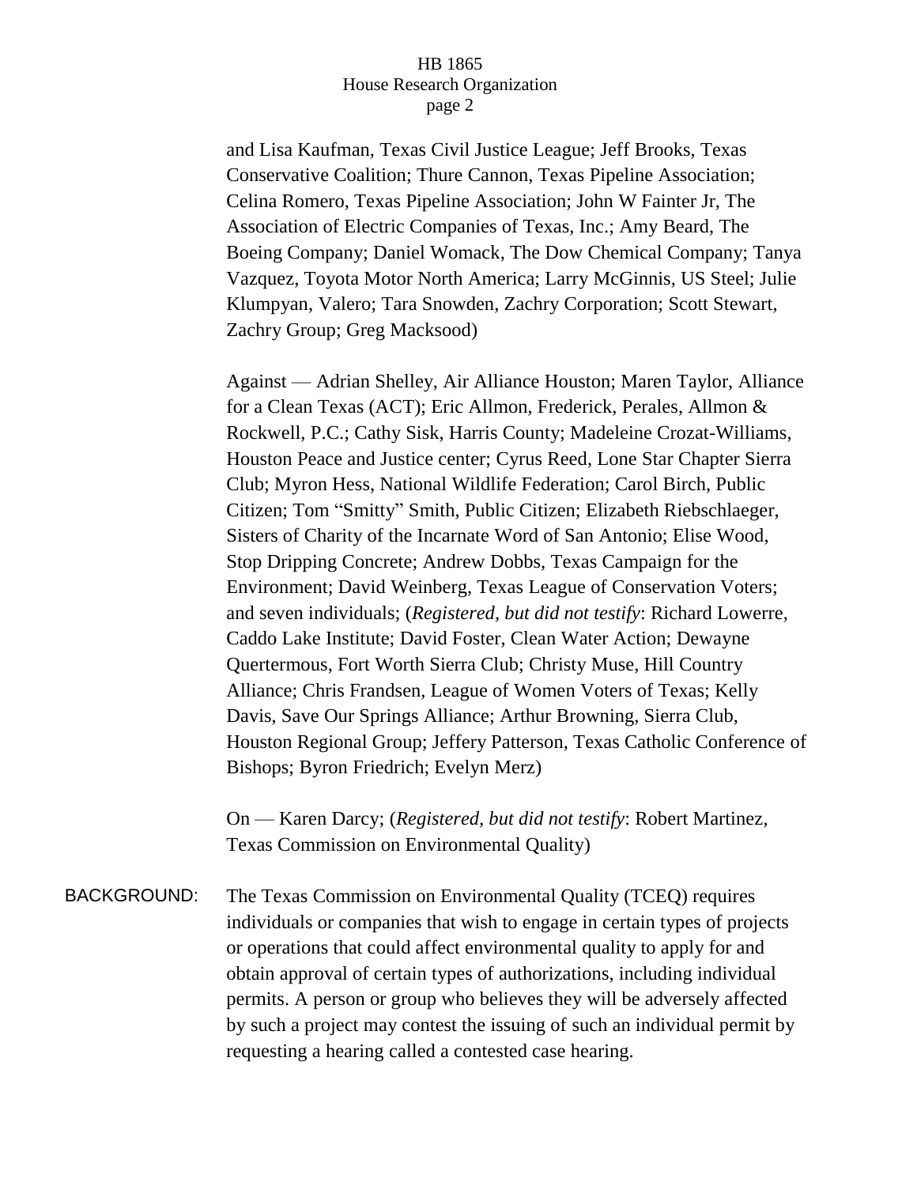and Lisa Kaufman, Texas Civil Justice League; Jeff Brooks, Texas Conservative Coalition; Thure Cannon, Texas Pipeline Association; Celina Romero, Texas Pipeline Association; John W Fainter Jr, The Association of Electric Companies of Texas, Inc.; Amy Beard, The Boeing Company; Daniel Womack, The Dow Chemical Company; Tanya Vazquez, Toyota Motor North America; Larry McGinnis, US Steel; Julie Klumpyan, Valero; Tara Snowden, Zachry Corporation; Scott Stewart, Zachry Group; Greg Macksood)

Against — Adrian Shelley, Air Alliance Houston; Maren Taylor, Alliance for a Clean Texas (ACT); Eric Allmon, Frederick, Perales, Allmon & Rockwell, P.C.; Cathy Sisk, Harris County; Madeleine Crozat-Williams, Houston Peace and Justice center; Cyrus Reed, Lone Star Chapter Sierra Club; Myron Hess, National Wildlife Federation; Carol Birch, Public Citizen; Tom "Smitty" Smith, Public Citizen; Elizabeth Riebschlaeger, Sisters of Charity of the Incarnate Word of San Antonio; Elise Wood, Stop Dripping Concrete; Andrew Dobbs, Texas Campaign for the Environment; David Weinberg, Texas League of Conservation Voters; and seven individuals; (*Registered, but did not testify*: Richard Lowerre, Caddo Lake Institute; David Foster, Clean Water Action; Dewayne Quertermous, Fort Worth Sierra Club; Christy Muse, Hill Country Alliance; Chris Frandsen, League of Women Voters of Texas; Kelly Davis, Save Our Springs Alliance; Arthur Browning, Sierra Club, Houston Regional Group; Jeffery Patterson, Texas Catholic Conference of Bishops; Byron Friedrich; Evelyn Merz)

On — Karen Darcy; (*Registered, but did not testify*: Robert Martinez, Texas Commission on Environmental Quality)

BACKGROUND: The Texas Commission on Environmental Quality (TCEQ) requires individuals or companies that wish to engage in certain types of projects or operations that could affect environmental quality to apply for and obtain approval of certain types of authorizations, including individual permits. A person or group who believes they will be adversely affected by such a project may contest the issuing of such an individual permit by requesting a hearing called a contested case hearing.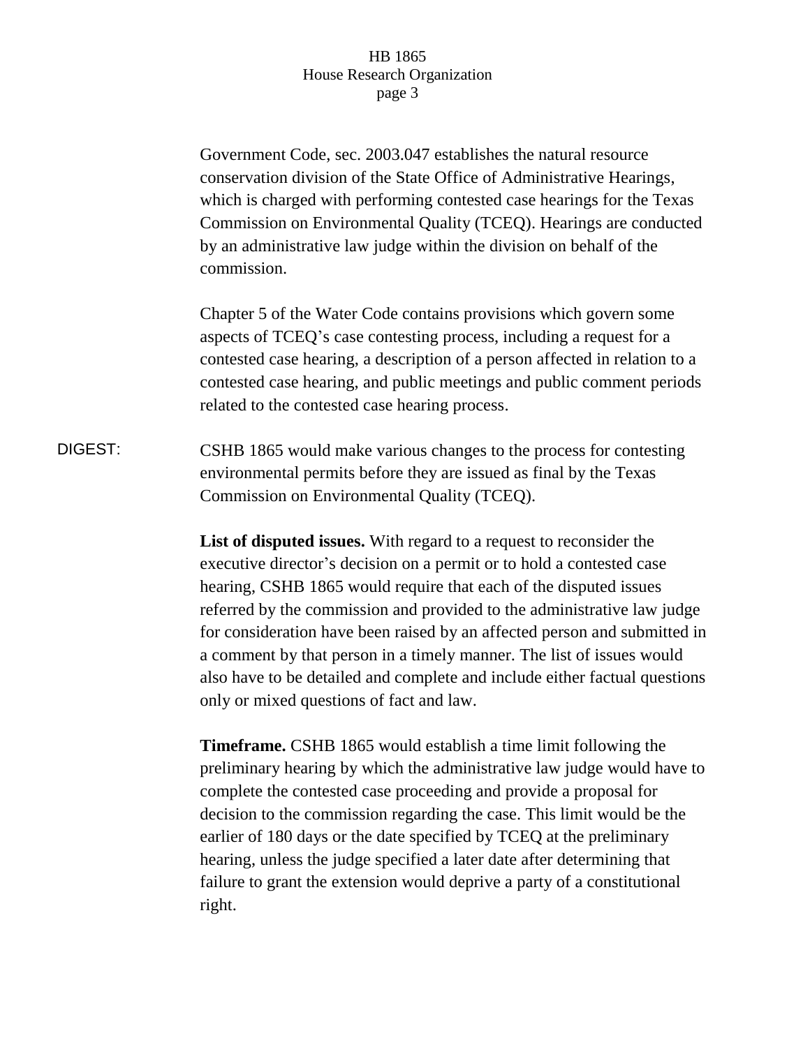Government Code, sec. 2003.047 establishes the natural resource conservation division of the State Office of Administrative Hearings, which is charged with performing contested case hearings for the Texas Commission on Environmental Quality (TCEQ). Hearings are conducted by an administrative law judge within the division on behalf of the commission.

Chapter 5 of the Water Code contains provisions which govern some aspects of TCEQ's case contesting process, including a request for a contested case hearing, a description of a person affected in relation to a contested case hearing, and public meetings and public comment periods related to the contested case hearing process.

DIGEST: CSHB 1865 would make various changes to the process for contesting environmental permits before they are issued as final by the Texas Commission on Environmental Quality (TCEQ).

**List of disputed issues.** With regard to a request to reconsider the executive director's decision on a permit or to hold a contested case hearing, CSHB 1865 would require that each of the disputed issues referred by the commission and provided to the administrative law judge for consideration have been raised by an affected person and submitted in a comment by that person in a timely manner. The list of issues would also have to be detailed and complete and include either factual questions only or mixed questions of fact and law.

**Timeframe.** CSHB 1865 would establish a time limit following the preliminary hearing by which the administrative law judge would have to complete the contested case proceeding and provide a proposal for decision to the commission regarding the case. This limit would be the earlier of 180 days or the date specified by TCEQ at the preliminary hearing, unless the judge specified a later date after determining that failure to grant the extension would deprive a party of a constitutional right.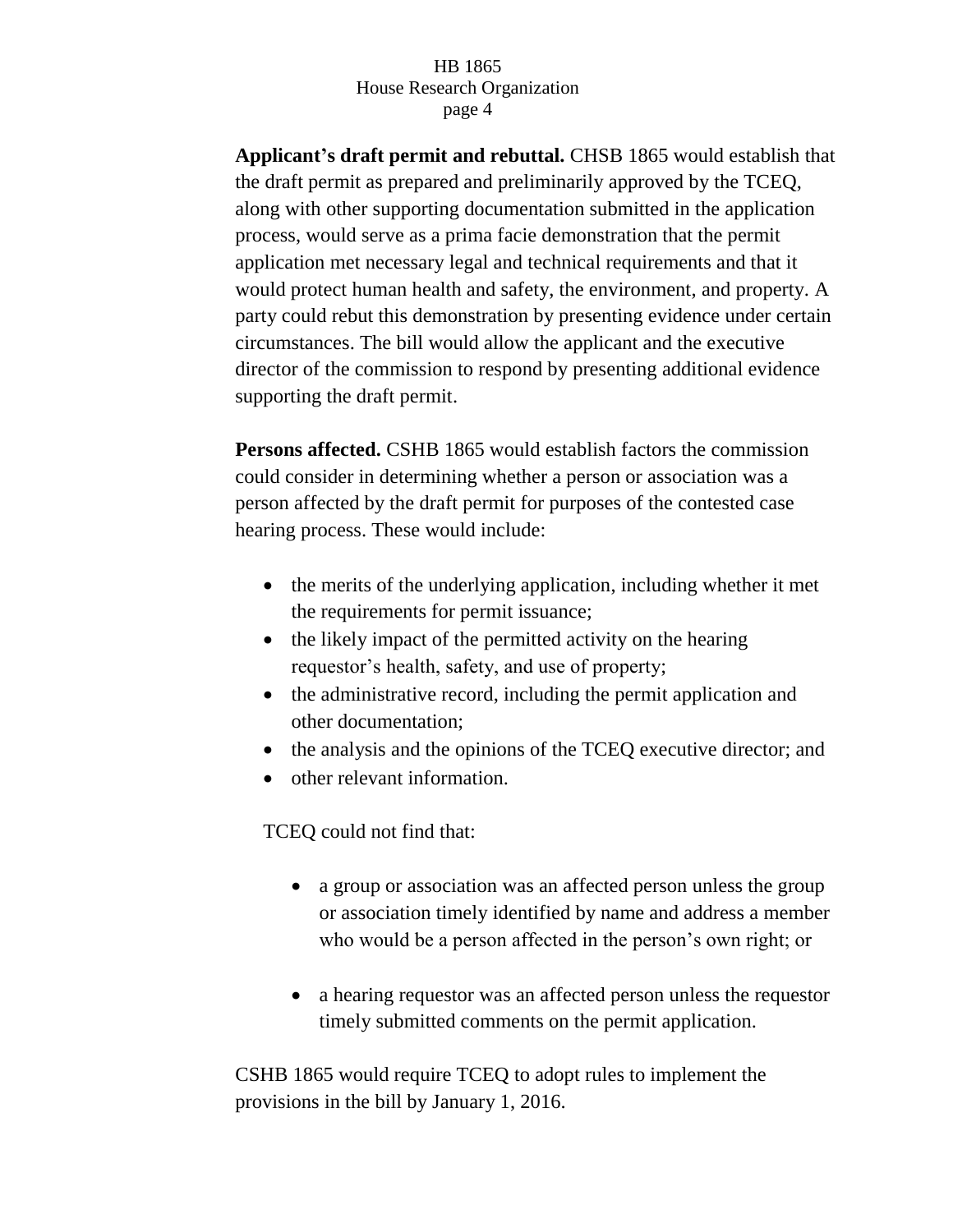**Applicant's draft permit and rebuttal.** CHSB 1865 would establish that the draft permit as prepared and preliminarily approved by the TCEQ, along with other supporting documentation submitted in the application process, would serve as a prima facie demonstration that the permit application met necessary legal and technical requirements and that it would protect human health and safety, the environment, and property. A party could rebut this demonstration by presenting evidence under certain circumstances. The bill would allow the applicant and the executive director of the commission to respond by presenting additional evidence supporting the draft permit.

**Persons affected.** CSHB 1865 would establish factors the commission could consider in determining whether a person or association was a person affected by the draft permit for purposes of the contested case hearing process. These would include:

- the merits of the underlying application, including whether it met the requirements for permit issuance;
- the likely impact of the permitted activity on the hearing requestor's health, safety, and use of property;
- the administrative record, including the permit application and other documentation;
- the analysis and the opinions of the TCEQ executive director; and
- other relevant information.

TCEQ could not find that:

- a group or association was an affected person unless the group or association timely identified by name and address a member who would be a person affected in the person's own right; or
- a hearing requestor was an affected person unless the requestor timely submitted comments on the permit application.

CSHB 1865 would require TCEQ to adopt rules to implement the provisions in the bill by January 1, 2016.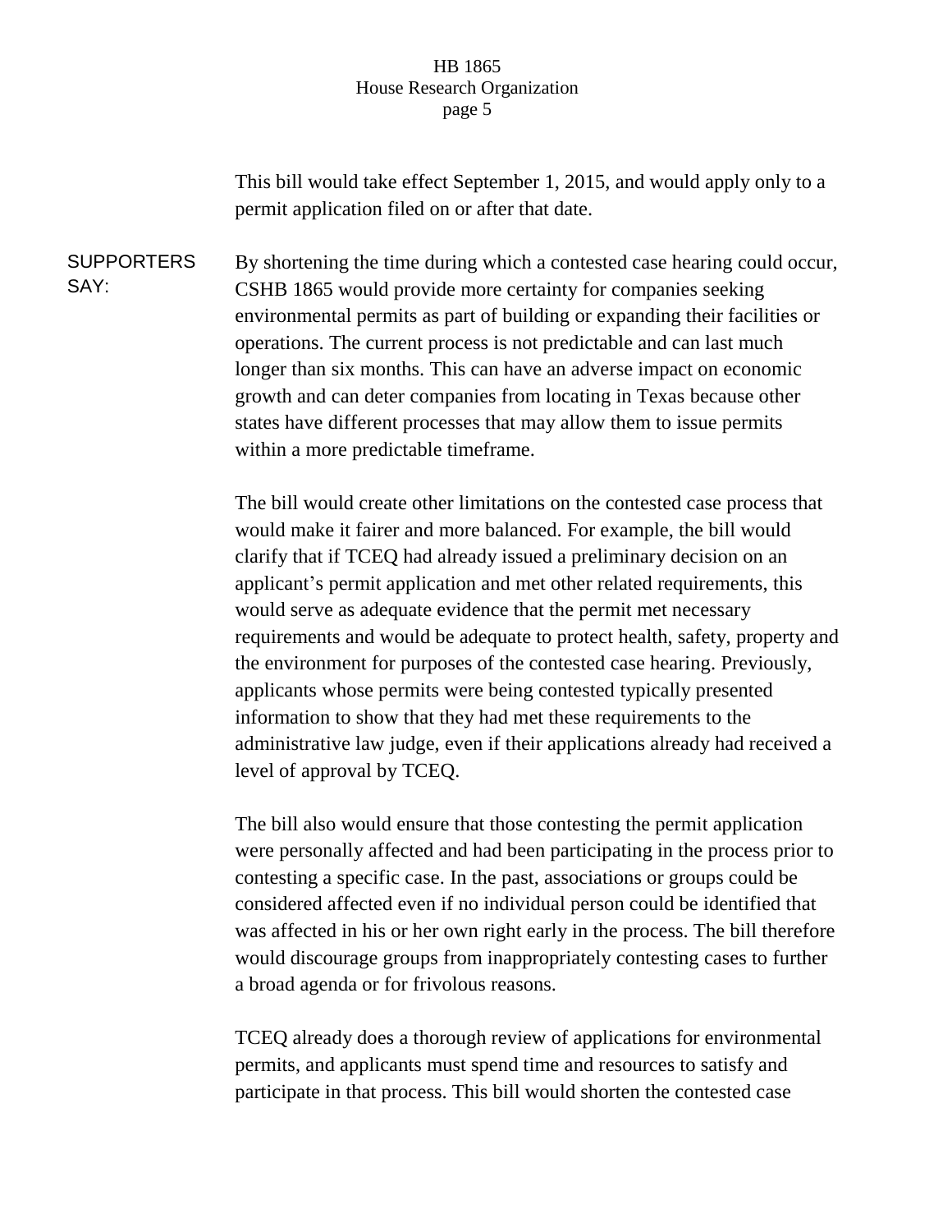This bill would take effect September 1, 2015, and would apply only to a permit application filed on or after that date.

**SUPPORTERS SAY:**

By shortening the time during which a contested case hearing could occur, CSHB 1865 would provide more certainty for companies seeking environmental permits as part of building or expanding their facilities or operations. The current process is not predictable and can last much longer than six months. This can have an adverse impact on economic growth and can deter companies from locating in Texas because other states have different processes that may allow them to issue permits within a more predictable timeframe.

The bill would create other limitations on the contested case process that would make it fairer and more balanced. For example, the bill would clarify that if TCEQ had already issued a preliminary decision on an applicant's permit application and met other related requirements, this would serve as adequate evidence that the permit met necessary requirements and would be adequate to protect health, safety, property and the environment for purposes of the contested case hearing. Previously, applicants whose permits were being contested typically presented information to show that they had met these requirements to the administrative law judge, even if their applications already had received a level of approval by TCEQ.

The bill also would ensure that those contesting the permit application were personally affected and had been participating in the process prior to contesting a specific case. In the past, associations or groups could be considered affected even if no individual person could be identified that was affected in his or her own right early in the process. The bill therefore would discourage groups from inappropriately contesting cases to further a broad agenda or for frivolous reasons.

TCEQ already does a thorough review of applications for environmental permits, and applicants must spend time and resources to satisfy and participate in that process. This bill would shorten the contested case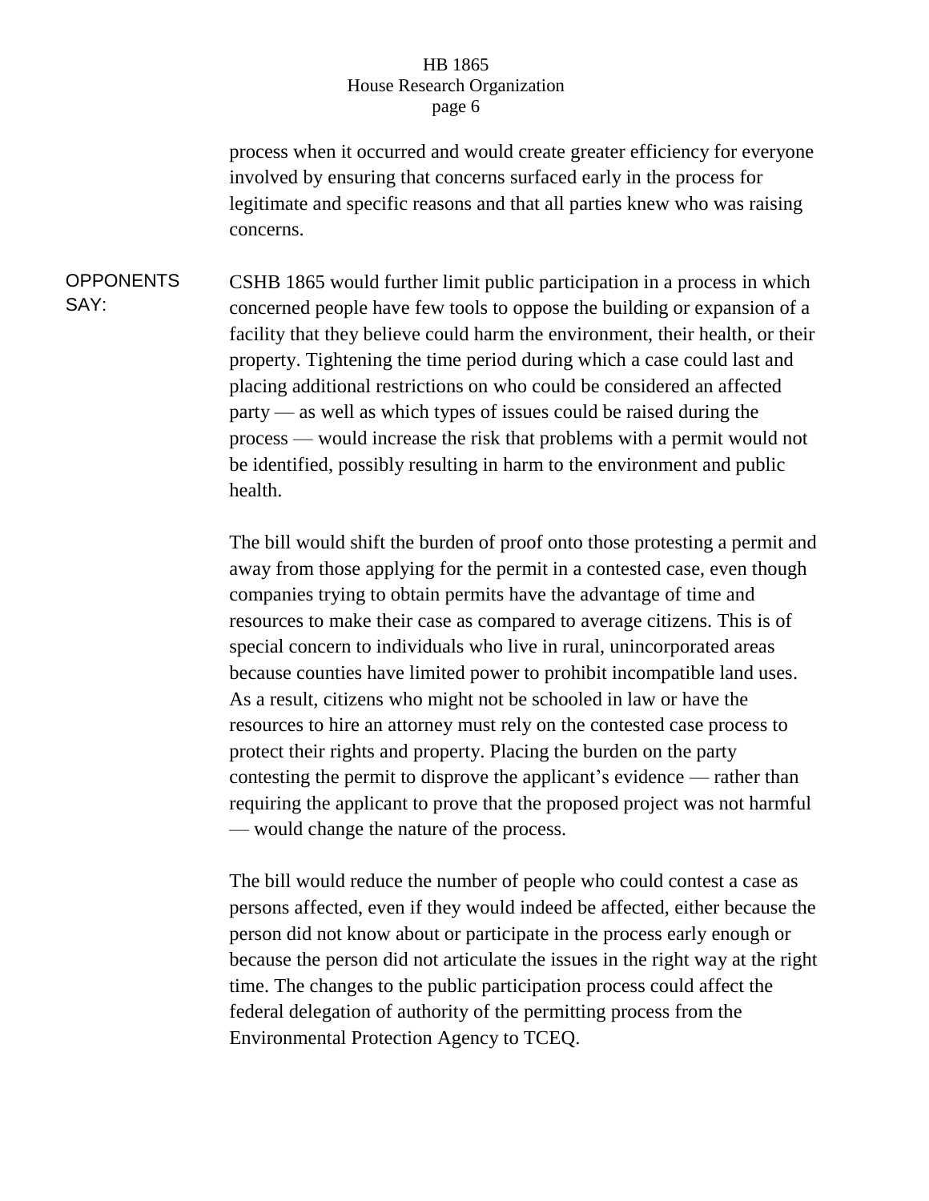process when it occurred and would create greater efficiency for everyone involved by ensuring that concerns surfaced early in the process for legitimate and specific reasons and that all parties knew who was raising concerns.

**OPPONENTS SAY:**

CSHB 1865 would further limit public participation in a process in which concerned people have few tools to oppose the building or expansion of a facility that they believe could harm the environment, their health, or their property. Tightening the time period during which a case could last and placing additional restrictions on who could be considered an affected party — as well as which types of issues could be raised during the process — would increase the risk that problems with a permit would not be identified, possibly resulting in harm to the environment and public health.

The bill would shift the burden of proof onto those protesting a permit and away from those applying for the permit in a contested case, even though companies trying to obtain permits have the advantage of time and resources to make their case as compared to average citizens. This is of special concern to individuals who live in rural, unincorporated areas because counties have limited power to prohibit incompatible land uses. As a result, citizens who might not be schooled in law or have the resources to hire an attorney must rely on the contested case process to protect their rights and property. Placing the burden on the party contesting the permit to disprove the applicant's evidence — rather than requiring the applicant to prove that the proposed project was not harmful — would change the nature of the process.

The bill would reduce the number of people who could contest a case as persons affected, even if they would indeed be affected, either because the person did not know about or participate in the process early enough or because the person did not articulate the issues in the right way at the right time. The changes to the public participation process could affect the federal delegation of authority of the permitting process from the Environmental Protection Agency to TCEQ.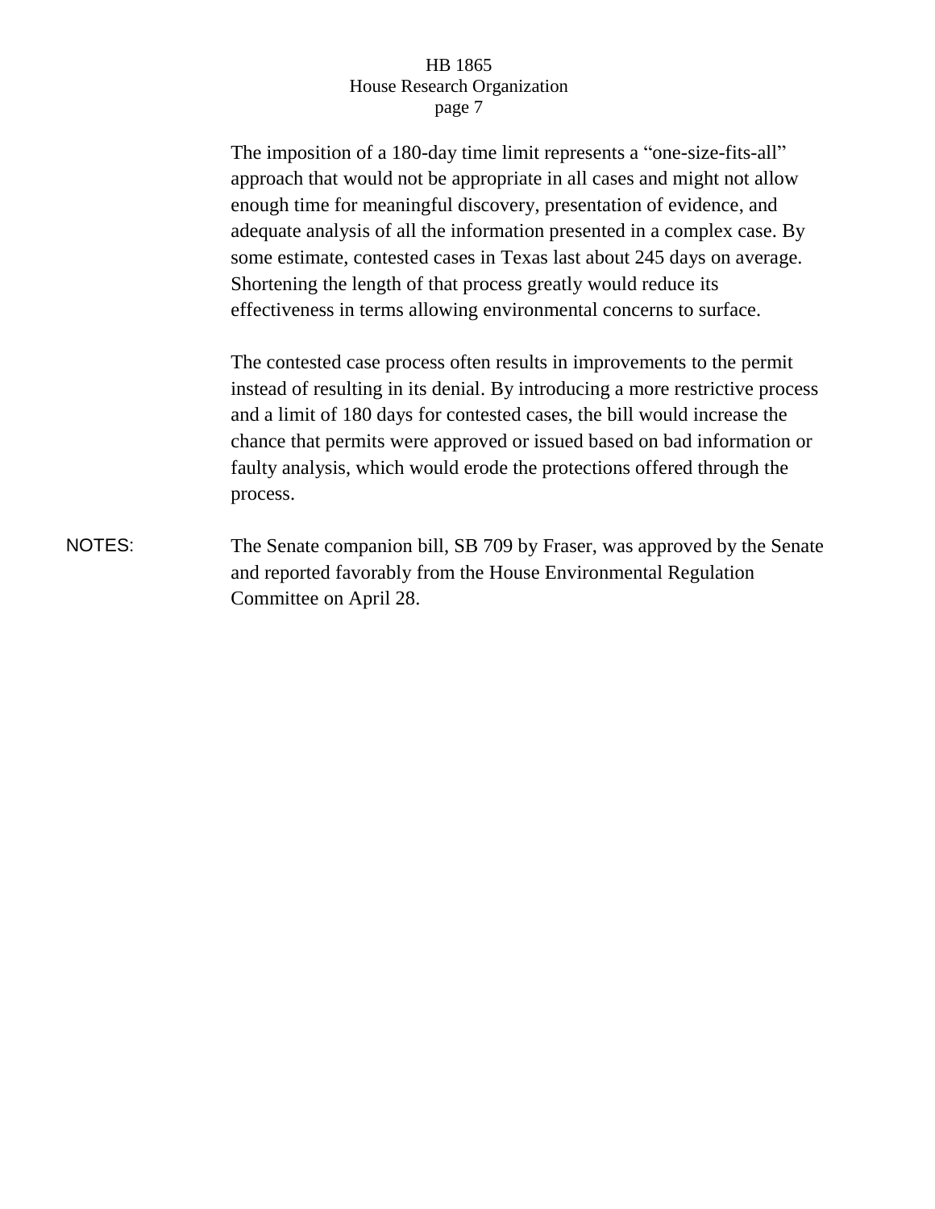The imposition of a 180-day time limit represents a "one-size-fits-all" approach that would not be appropriate in all cases and might not allow enough time for meaningful discovery, presentation of evidence, and adequate analysis of all the information presented in a complex case. By some estimate, contested cases in Texas last about 245 days on average. Shortening the length of that process greatly would reduce its effectiveness in terms allowing environmental concerns to surface.

The contested case process often results in improvements to the permit instead of resulting in its denial. By introducing a more restrictive process and a limit of 180 days for contested cases, the bill would increase the chance that permits were approved or issued based on bad information or faulty analysis, which would erode the protections offered through the process.

NOTES: The Senate companion bill, SB 709 by Fraser, was approved by the Senate and reported favorably from the House Environmental Regulation Committee on April 28.